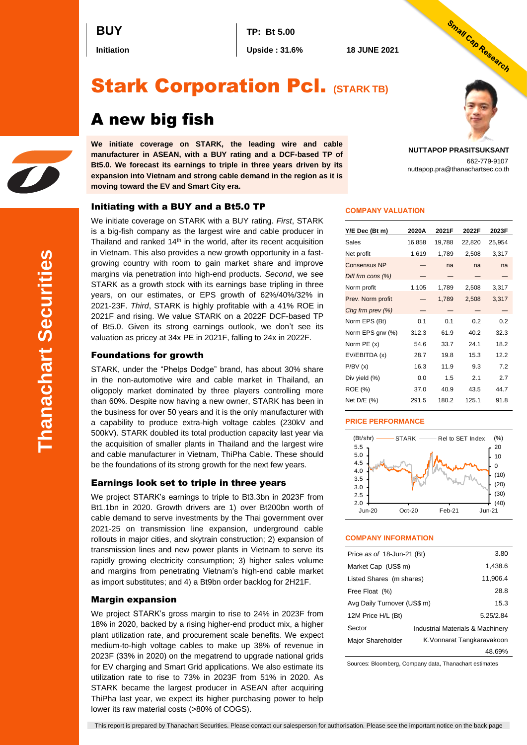**BUY**

**Initiation**

**TP: Bt 5.00**

**Upside : 31.6%**

**18 JUNE 2021**

Small Cap Research

# Stark Corporation Pcl. (STARK TB)

## A new big fish

**We initiate coverage on STARK, the leading wire and cable manufacturer in ASEAN, with a BUY rating and a DCF-based TP of Bt5.0. We forecast its earnings to triple in three years driven by its expansion into Vietnam and strong cable demand in the region as it is moving toward the EV and Smart City era.**

**NUTTAPOP PRASITSUKSANT**
662-779-9107
nuttapop.pra@thanachartsec.co.th

### Initiating with a BUY and a Bt5.0 TP

We initiate coverage on STARK with a BUY rating. *First*, STARK is a big-fish company as the largest wire and cable producer in Thailand and ranked 14th in the world, after its recent acquisition in Vietnam. This also provides a new growth opportunity in a fast-growing country with room to gain market share and improve margins via penetration into high-end products. *Second*, we see STARK as a growth stock with its earnings base tripling in three years, or EPS growth of 62%/40%/32% in 2021-23F, on our estimates. *Third*, STARK is highly profitable with a 41% ROE in 2021F and rising. We value STARK on a 2022F DCF-based TP of Bt5.0. Given its strong earnings outlook, we don't see its valuation as pricey at 34x PE in 2021F, falling to 24x in 2022F.

### Foundations for growth

STARK, under the "Phelps Dodge" brand, has about 30% share in the non-automotive wire and cable market in Thailand, an oligopoly market dominated by three players controlling more than 60%. Despite now having a new owner, STARK has been in the business for over 50 years and it is the only manufacturer with a capability to produce extra-high voltage cables (230kV and 500kV). STARK doubled its total production capacity last year via the acquisition of smaller plants in Thailand and the largest wire and cable manufacturer in Vietnam, ThiPha Cable. These should be the foundations of its strong growth for the next few years.

### Earnings look set to triple in three years

We project STARK's earnings to triple to Bt3.3bn in 2023F from Bt1.1bn in 2020. Growth drivers are 1) over Bt200bn worth of cable demand to serve investments by the Thai government over 2021-25 on transmission line expansion, underground cable rollouts in major cities, and skytrain construction; 2) expansion of transmission lines and new power plants in Vietnam to serve its rapidly growing electricity consumption; 3) higher sales volume and margins from penetrating Vietnam's high-end cable market as import substitutes; and 4) a Bt9bn order backlog for 2H21F.

### Margin expansion

We project STARK's gross margin to rise to 24% in 2023F from 18% in 2020, backed by a rising higher-end product mix, a higher plant utilization rate, and procurement scale benefits. We expect medium-to-high voltage cables to make up 38% of revenue in 2023F (33% in 2020) on the megatrend to upgrade national grids for EV charging and Smart Grid applications. We also estimate its utilization rate to rise to 73% in 2023F from 51% in 2020. As STARK became the largest producer in ASEAN after acquiring ThiPha last year, we expect its higher purchasing power to help lower its raw material costs (>80% of COGS).

### COMPANY VALUATION

| Y/E Dec (Bt m) | 2020A | 2021F | 2022F | 2023F |
|---|---|---|---|---|
| Sales | 16,858 | 19,788 | 22,820 | 25,954 |
| Net profit | 1,619 | 1,789 | 2,508 | 3,317 |
| Consensus NP | — | na | na | na |
| *Diff frm cons (%)* | — | — | — | — |
| Norm profit | 1,105 | 1,789 | 2,508 | 3,317 |
| Prev. Norm profit | — | 1,789 | 2,508 | 3,317 |
| *Chg frm prev (%)* | — | — | — | — |
| Norm EPS (Bt) | 0.1 | 0.1 | 0.2 | 0.2 |
| Norm EPS grw (%) | 312.3 | 61.9 | 40.2 | 32.3 |
| Norm PE (x) | 54.6 | 33.7 | 24.1 | 18.2 |
| EV/EBITDA (x) | 28.7 | 19.8 | 15.3 | 12.2 |
| P/BV (x) | 16.3 | 11.9 | 9.3 | 7.2 |
| Div yield (%) | 0.0 | 1.5 | 2.1 | 2.7 |
| ROE (%) | 37.0 | 40.9 | 43.5 | 44.7 |
| Net D/E (%) | 291.5 | 180.2 | 125.1 | 91.8 |

### PRICE PERFORMANCE

(Bt/shr) —— STARK —— Rel to SET Index (%)

### COMPANY INFORMATION

| | |
|---|---|
| Price *as of* 18-Jun-21 (Bt) | 3.80 |
| Market Cap (US$ m) | 1,438.6 |
| Listed Shares (m shares) | 11,906.4 |
| Free Float (%) | 28.8 |
| Avg Daily Turnover (US$ m) | 15.3 |
| 12M Price H/L (Bt) | 5.25/2.84 |
| Sector | Industrial Materials & Machinery |
| Major Shareholder | K.Vonnarat Tangkaravakoon 48.69% |

Sources: Bloomberg, Company data, Thanachart estimates

This report is prepared by Thanachart Securities. Please contact our salesperson for authorisation. Please see the important notice on the back page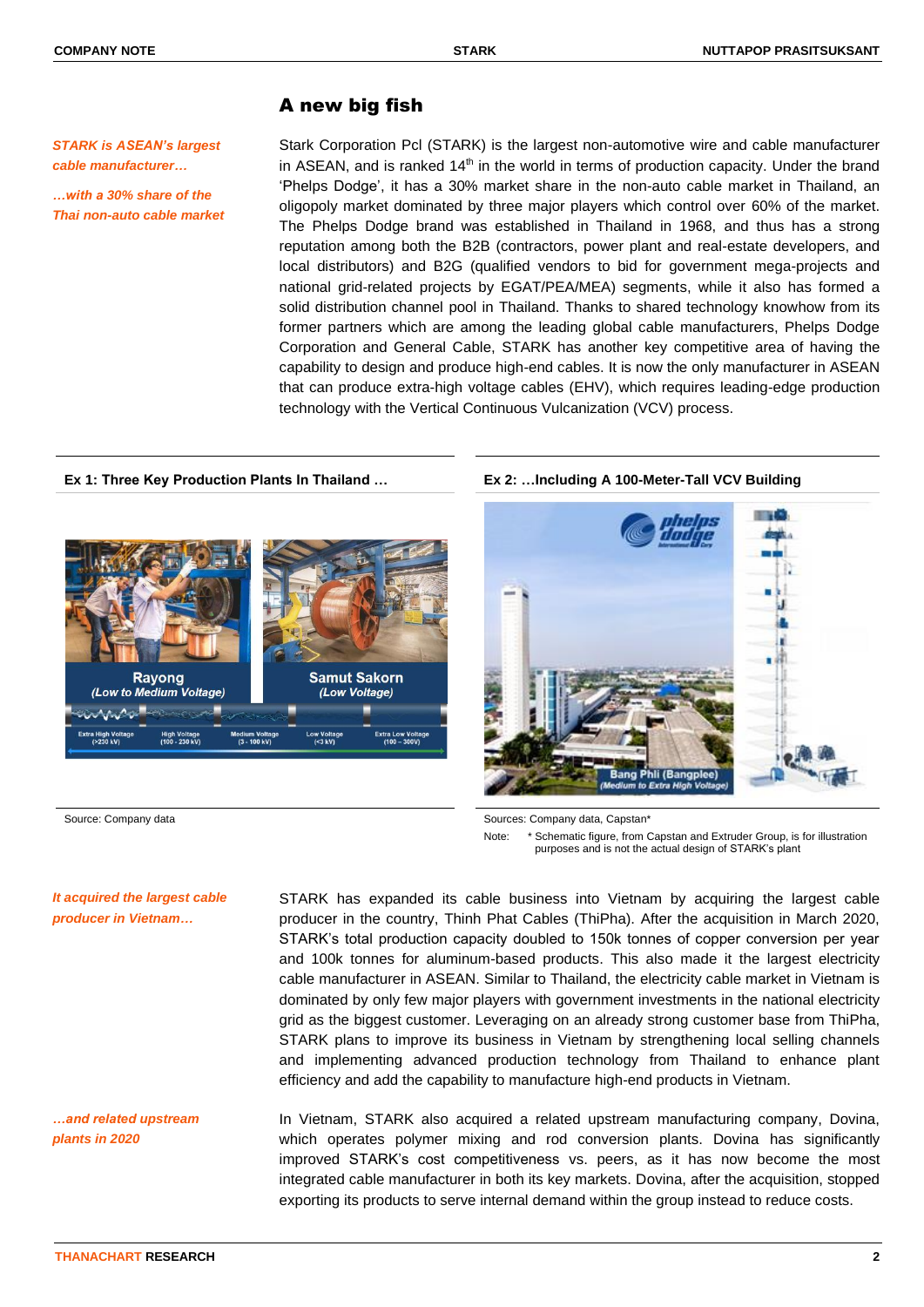## A new big fish

*STARK is ASEAN's largest cable manufacturer…*

*…with a 30% share of the Thai non-auto cable market*

Stark Corporation Pcl (STARK) is the largest non-automotive wire and cable manufacturer in ASEAN, and is ranked 14th in the world in terms of production capacity. Under the brand 'Phelps Dodge', it has a 30% market share in the non-auto cable market in Thailand, an oligopoly market dominated by three major players which control over 60% of the market. The Phelps Dodge brand was established in Thailand in 1968, and thus has a strong reputation among both the B2B (contractors, power plant and real-estate developers, and local distributors) and B2G (qualified vendors to bid for government mega-projects and national grid-related projects by EGAT/PEA/MEA) segments, while it also has formed a solid distribution channel pool in Thailand. Thanks to shared technology knowhow from its former partners which are among the leading global cable manufacturers, Phelps Dodge Corporation and General Cable, STARK has another key competitive area of having the capability to design and produce high-end cables. It is now the only manufacturer in ASEAN that can produce extra-high voltage cables (EHV), which requires leading-edge production technology with the Vertical Continuous Vulcanization (VCV) process.

**Ex 1: Three Key Production Plants In Thailand …**

Rayong (Low to Medium Voltage)

Samut Sakorn (Low Voltage)

Extra High Voltage (>230 kV) | High Voltage (100 - 230 kV) | Medium Voltage (3 - 100 kV) | Low Voltage (<3 kV) | Extra Low Voltage (100 – 300V)

Source: Company data

**Ex 2: …Including A 100-Meter-Tall VCV Building**

Bang Phli (Bangplee) (Medium to Extra High Voltage)

Sources: Company data, Capstan*

Note: * Schematic figure, from Capstan and Extruder Group, is for illustration purposes and is not the actual design of STARK's plant

*It acquired the largest cable producer in Vietnam…*

STARK has expanded its cable business into Vietnam by acquiring the largest cable producer in the country, Thinh Phat Cables (ThiPha). After the acquisition in March 2020, STARK's total production capacity doubled to 150k tonnes of copper conversion per year and 100k tonnes for aluminum-based products. This also made it the largest electricity cable manufacturer in ASEAN. Similar to Thailand, the electricity cable market in Vietnam is dominated by only few major players with government investments in the national electricity grid as the biggest customer. Leveraging on an already strong customer base from ThiPha, STARK plans to improve its business in Vietnam by strengthening local selling channels and implementing advanced production technology from Thailand to enhance plant efficiency and add the capability to manufacture high-end products in Vietnam.

*…and related upstream plants in 2020*

In Vietnam, STARK also acquired a related upstream manufacturing company, Dovina, which operates polymer mixing and rod conversion plants. Dovina has significantly improved STARK's cost competitiveness vs. peers, as it has now become the most integrated cable manufacturer in both its key markets. Dovina, after the acquisition, stopped exporting its products to serve internal demand within the group instead to reduce costs.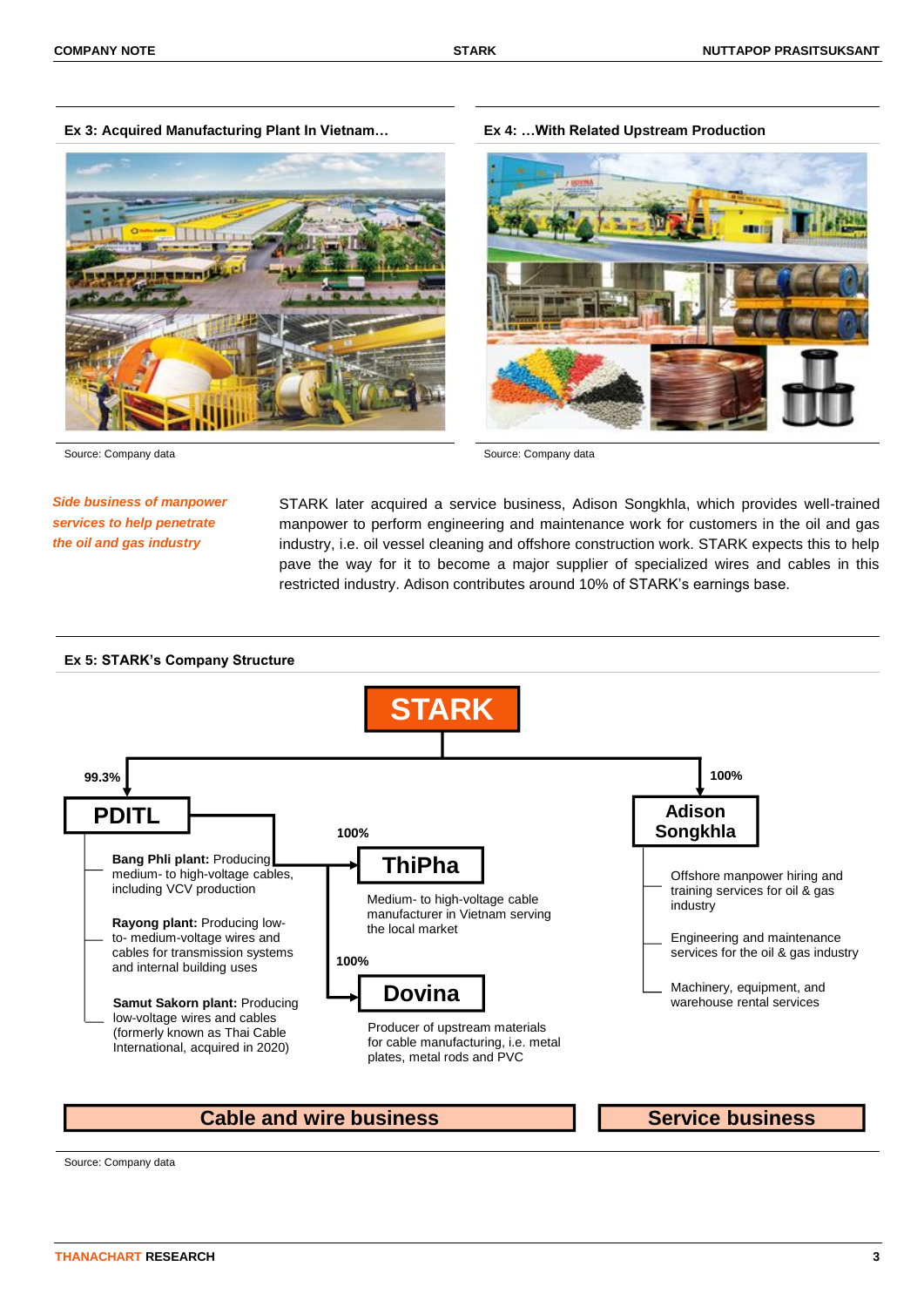**Ex 3: Acquired Manufacturing Plant In Vietnam…**

Source: Company data

**Ex 4: …With Related Upstream Production**

Source: Company data

*Side business of manpower services to help penetrate the oil and gas industry*

STARK later acquired a service business, Adison Songkhla, which provides well-trained manpower to perform engineering and maintenance work for customers in the oil and gas industry, i.e. oil vessel cleaning and offshore construction work. STARK expects this to help pave the way for it to become a major supplier of specialized wires and cables in this restricted industry. Adison contributes around 10% of STARK's earnings base.

**Ex 5: STARK's Company Structure**

**STARK**

- **PDITL** (99.3%)
  - **Bang Phli plant:** Producing medium- to high-voltage cables, including VCV production
  - **Rayong plant:** Producing low- to- medium-voltage wires and cables for transmission systems and internal building uses
  - **Samut Sakorn plant:** Producing low-voltage wires and cables (formerly known as Thai Cable International, acquired in 2020)
  - **ThiPha** (100%): Medium- to high-voltage cable manufacturer in Vietnam serving the local market
  - **Dovina** (100%): Producer of upstream materials for cable manufacturing, i.e. metal plates, metal rods and PVC
- **Adison Songkhla** (100%)
  - Offshore manpower hiring and training services for oil & gas industry
  - Engineering and maintenance services for the oil & gas industry
  - Machinery, equipment, and warehouse rental services

**Cable and wire business** | **Service business**

Source: Company data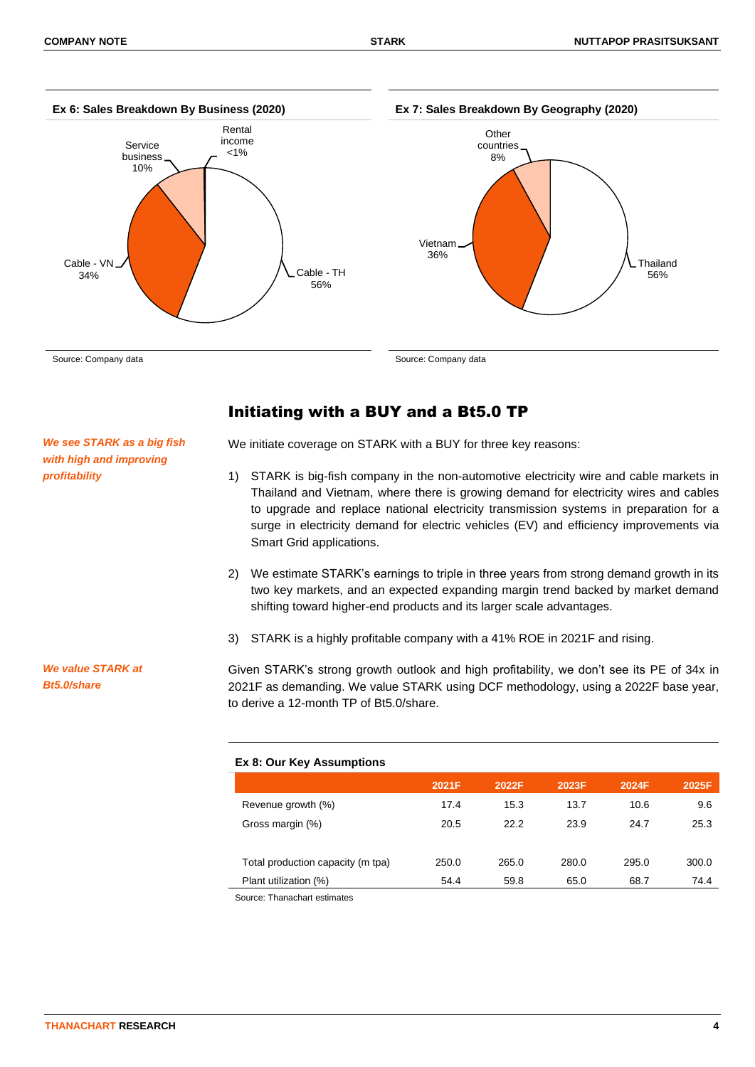**Ex 6: Sales Breakdown By Business (2020)**

Service business 10%

Rental income <1%

Cable - VN 34%

Cable - TH 56%

Source: Company data

**Ex 7: Sales Breakdown By Geography (2020)**

Other countries 8%

Vietnam 36%

Thailand 56%

Source: Company data

## Initiating with a BUY and a Bt5.0 TP

*We see STARK as a big fish with high and improving profitability*

We initiate coverage on STARK with a BUY for three key reasons:

1) STARK is big-fish company in the non-automotive electricity wire and cable markets in Thailand and Vietnam, where there is growing demand for electricity wires and cables to upgrade and replace national electricity transmission systems in preparation for a surge in electricity demand for electric vehicles (EV) and efficiency improvements via Smart Grid applications.

2) We estimate STARK's earnings to triple in three years from strong demand growth in its two key markets, and an expected expanding margin trend backed by market demand shifting toward higher-end products and its larger scale advantages.

3) STARK is a highly profitable company with a 41% ROE in 2021F and rising.

*We value STARK at Bt5.0/share*

Given STARK's strong growth outlook and high profitability, we don't see its PE of 34x in 2021F as demanding. We value STARK using DCF methodology, using a 2022F base year, to derive a 12-month TP of Bt5.0/share.

**Ex 8: Our Key Assumptions**

| | 2021F | 2022F | 2023F | 2024F | 2025F |
|---|---|---|---|---|---|
| Revenue growth (%) | 17.4 | 15.3 | 13.7 | 10.6 | 9.6 |
| Gross margin (%) | 20.5 | 22.2 | 23.9 | 24.7 | 25.3 |
| | | | | | |
| Total production capacity (m tpa) | 250.0 | 265.0 | 280.0 | 295.0 | 300.0 |
| Plant utilization (%) | 54.4 | 59.8 | 65.0 | 68.7 | 74.4 |

Source: Thanachart estimates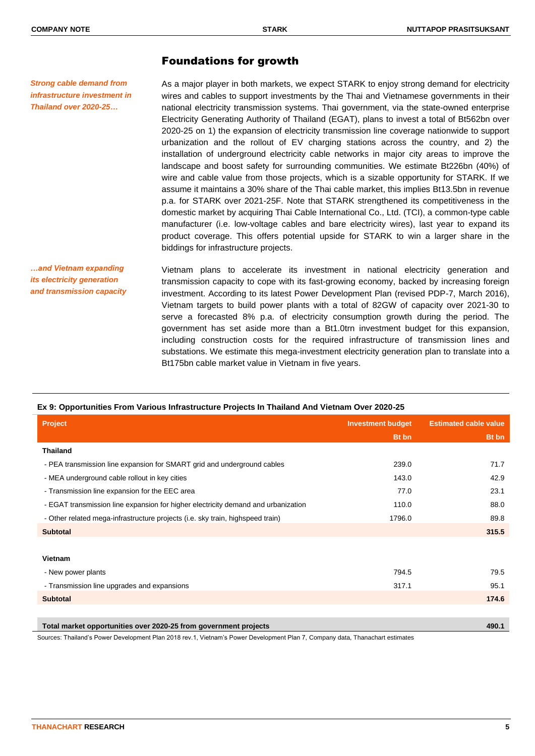## Foundations for growth

*Strong cable demand from infrastructure investment in Thailand over 2020-25…*

As a major player in both markets, we expect STARK to enjoy strong demand for electricity wires and cables to support investments by the Thai and Vietnamese governments in their national electricity transmission systems. Thai government, via the state-owned enterprise Electricity Generating Authority of Thailand (EGAT), plans to invest a total of Bt562bn over 2020-25 on 1) the expansion of electricity transmission line coverage nationwide to support urbanization and the rollout of EV charging stations across the country, and 2) the installation of underground electricity cable networks in major city areas to improve the landscape and boost safety for surrounding communities. We estimate Bt226bn (40%) of wire and cable value from those projects, which is a sizable opportunity for STARK. If we assume it maintains a 30% share of the Thai cable market, this implies Bt13.5bn in revenue p.a. for STARK over 2021-25F. Note that STARK strengthened its competitiveness in the domestic market by acquiring Thai Cable International Co., Ltd. (TCI), a common-type cable manufacturer (i.e. low-voltage cables and bare electricity wires), last year to expand its product coverage. This offers potential upside for STARK to win a larger share in the biddings for infrastructure projects.

*…and Vietnam expanding its electricity generation and transmission capacity*

Vietnam plans to accelerate its investment in national electricity generation and transmission capacity to cope with its fast-growing economy, backed by increasing foreign investment. According to its latest Power Development Plan (revised PDP-7, March 2016), Vietnam targets to build power plants with a total of 82GW of capacity over 2021-30 to serve a forecasted 8% p.a. of electricity consumption growth during the period. The government has set aside more than a Bt1.0trn investment budget for this expansion, including construction costs for the required infrastructure of transmission lines and substations. We estimate this mega-investment electricity generation plan to translate into a Bt175bn cable market value in Vietnam in five years.

**Ex 9: Opportunities From Various Infrastructure Projects In Thailand And Vietnam Over 2020-25**

| Project | Investment budget | Estimated cable value |
|---|---:|---:|
| | Bt bn | Bt bn |
| **Thailand** | | |
| - PEA transmission line expansion for SMART grid and underground cables | 239.0 | 71.7 |
| - MEA underground cable rollout in key cities | 143.0 | 42.9 |
| - Transmission line expansion for the EEC area | 77.0 | 23.1 |
| - EGAT transmission line expansion for higher electricity demand and urbanization | 110.0 | 88.0 |
| - Other related mega-infrastructure projects (i.e. sky train, highspeed train) | 1796.0 | 89.8 |
| **Subtotal** | | **315.5** |
| | | |
| **Vietnam** | | |
| - New power plants | 794.5 | 79.5 |
| - Transmission line upgrades and expansions | 317.1 | 95.1 |
| **Subtotal** | | **174.6** |
| | | |
| **Total market opportunities over 2020-25 from government projects** | | **490.1** |

Sources: Thailand's Power Development Plan 2018 rev.1, Vietnam's Power Development Plan 7, Company data, Thanachart estimates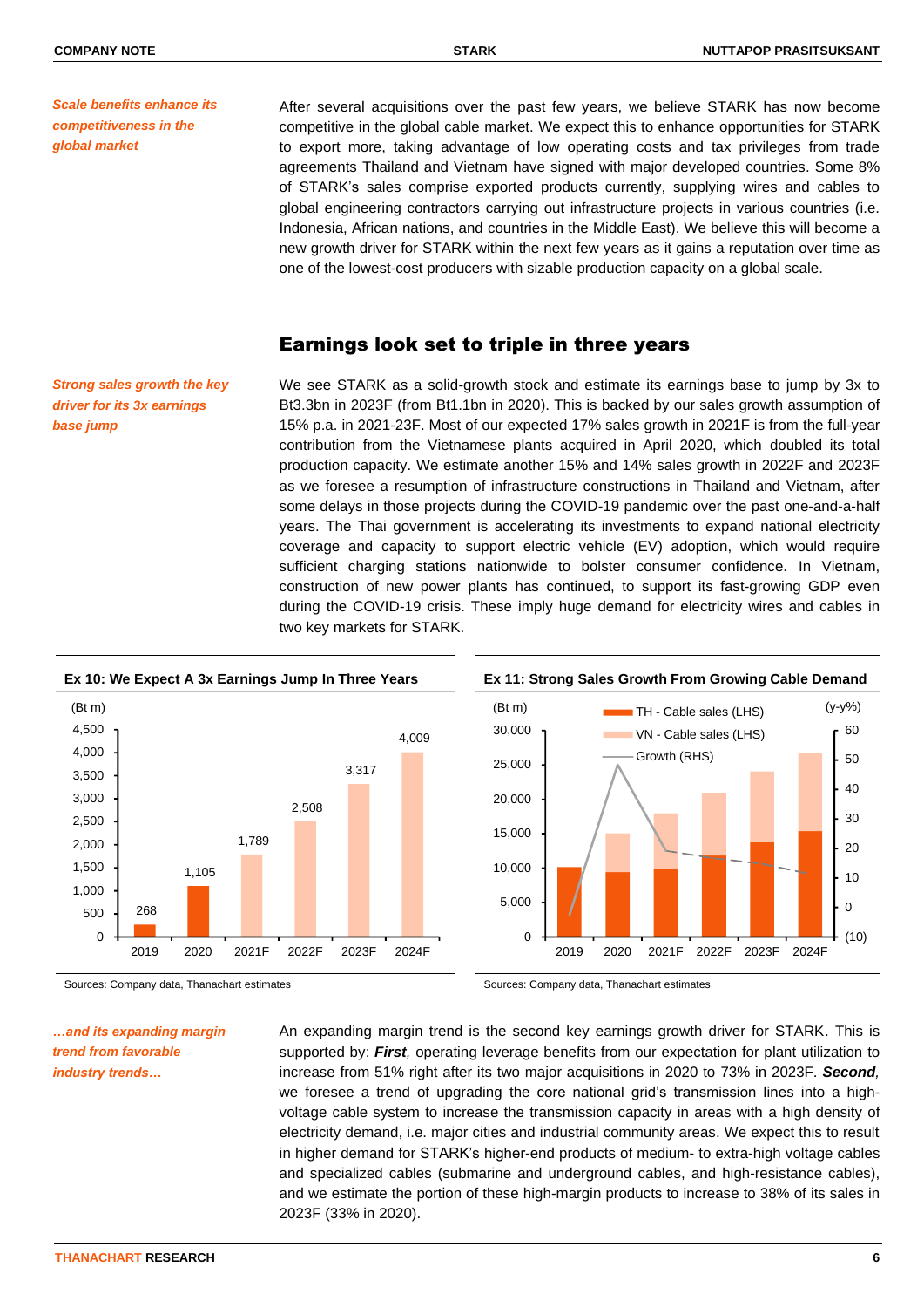*Scale benefits enhance its competitiveness in the global market*

After several acquisitions over the past few years, we believe STARK has now become competitive in the global cable market. We expect this to enhance opportunities for STARK to export more, taking advantage of low operating costs and tax privileges from trade agreements Thailand and Vietnam have signed with major developed countries. Some 8% of STARK's sales comprise exported products currently, supplying wires and cables to global engineering contractors carrying out infrastructure projects in various countries (i.e. Indonesia, African nations, and countries in the Middle East). We believe this will become a new growth driver for STARK within the next few years as it gains a reputation over time as one of the lowest-cost producers with sizable production capacity on a global scale.

## Earnings look set to triple in three years

*Strong sales growth the key driver for its 3x earnings base jump*

We see STARK as a solid-growth stock and estimate its earnings base to jump by 3x to Bt3.3bn in 2023F (from Bt1.1bn in 2020). This is backed by our sales growth assumption of 15% p.a. in 2021-23F. Most of our expected 17% sales growth in 2021F is from the full-year contribution from the Vietnamese plants acquired in April 2020, which doubled its total production capacity. We estimate another 15% and 14% sales growth in 2022F and 2023F as we foresee a resumption of infrastructure constructions in Thailand and Vietnam, after some delays in those projects during the COVID-19 pandemic over the past one-and-a-half years. The Thai government is accelerating its investments to expand national electricity coverage and capacity to support electric vehicle (EV) adoption, which would require sufficient charging stations nationwide to bolster consumer confidence. In Vietnam, construction of new power plants has continued, to support its fast-growing GDP even during the COVID-19 crisis. These imply huge demand for electricity wires and cables in two key markets for STARK.

**Ex 10: We Expect A 3x Earnings Jump In Three Years**

(Bt m)

| Year | Earnings (Bt m) |
|---|---|
| 2019 | 268 |
| 2020 | 1,105 |
| 2021F | 1,789 |
| 2022F | 2,508 |
| 2023F | 3,317 |
| 2024F | 4,009 |

Sources: Company data, Thanachart estimates

**Ex 11: Strong Sales Growth From Growing Cable Demand**

(Bt m) — TH - Cable sales (LHS); VN - Cable sales (LHS); Growth (RHS) (y-y%)

Sources: Company data, Thanachart estimates

*…and its expanding margin trend from favorable industry trends…*

An expanding margin trend is the second key earnings growth driver for STARK. This is supported by: ***First**,* operating leverage benefits from our expectation for plant utilization to increase from 51% right after its two major acquisitions in 2020 to 73% in 2023F. ***Second**,* we foresee a trend of upgrading the core national grid's transmission lines into a high-voltage cable system to increase the transmission capacity in areas with a high density of electricity demand, i.e. major cities and industrial community areas. We expect this to result in higher demand for STARK's higher-end products of medium- to extra-high voltage cables and specialized cables (submarine and underground cables, and high-resistance cables), and we estimate the portion of these high-margin products to increase to 38% of its sales in 2023F (33% in 2020).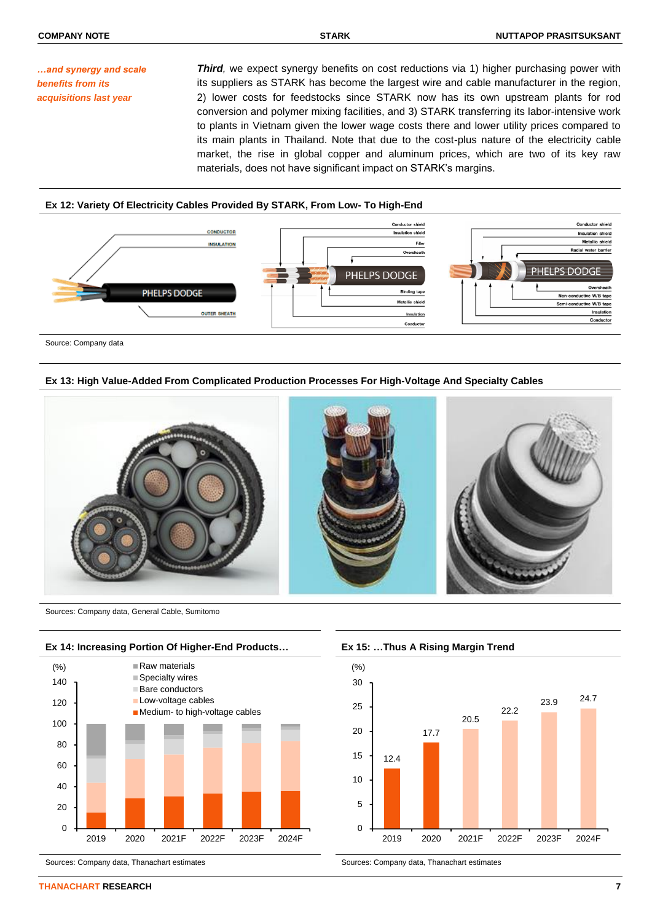*…and synergy and scale benefits from its acquisitions last year*

***Third***, we expect synergy benefits on cost reductions via 1) higher purchasing power with its suppliers as STARK has become the largest wire and cable manufacturer in the region, 2) lower costs for feedstocks since STARK now has its own upstream plants for rod conversion and polymer mixing facilities, and 3) STARK transferring its labor-intensive work to plants in Vietnam given the lower wage costs there and lower utility prices compared to its main plants in Thailand. Note that due to the cost-plus nature of the electricity cable market, the rise in global copper and aluminum prices, which are two of its key raw materials, does not have significant impact on STARK's margins.

**Ex 12: Variety Of Electricity Cables Provided By STARK, From Low- To High-End**

Source: Company data

**Ex 13: High Value-Added From Complicated Production Processes For High-Voltage And Specialty Cables**

Sources: Company data, General Cable, Sumitomo

**Ex 14: Increasing Portion Of Higher-End Products…**

Sources: Company data, Thanachart estimates

**Ex 15: …Thus A Rising Margin Trend**

| (%) | 2019 | 2020 | 2021F | 2022F | 2023F | 2024F |
|---|---|---|---|---|---|---|
| Margin | 12.4 | 17.7 | 20.5 | 22.2 | 23.9 | 24.7 |

Sources: Company data, Thanachart estimates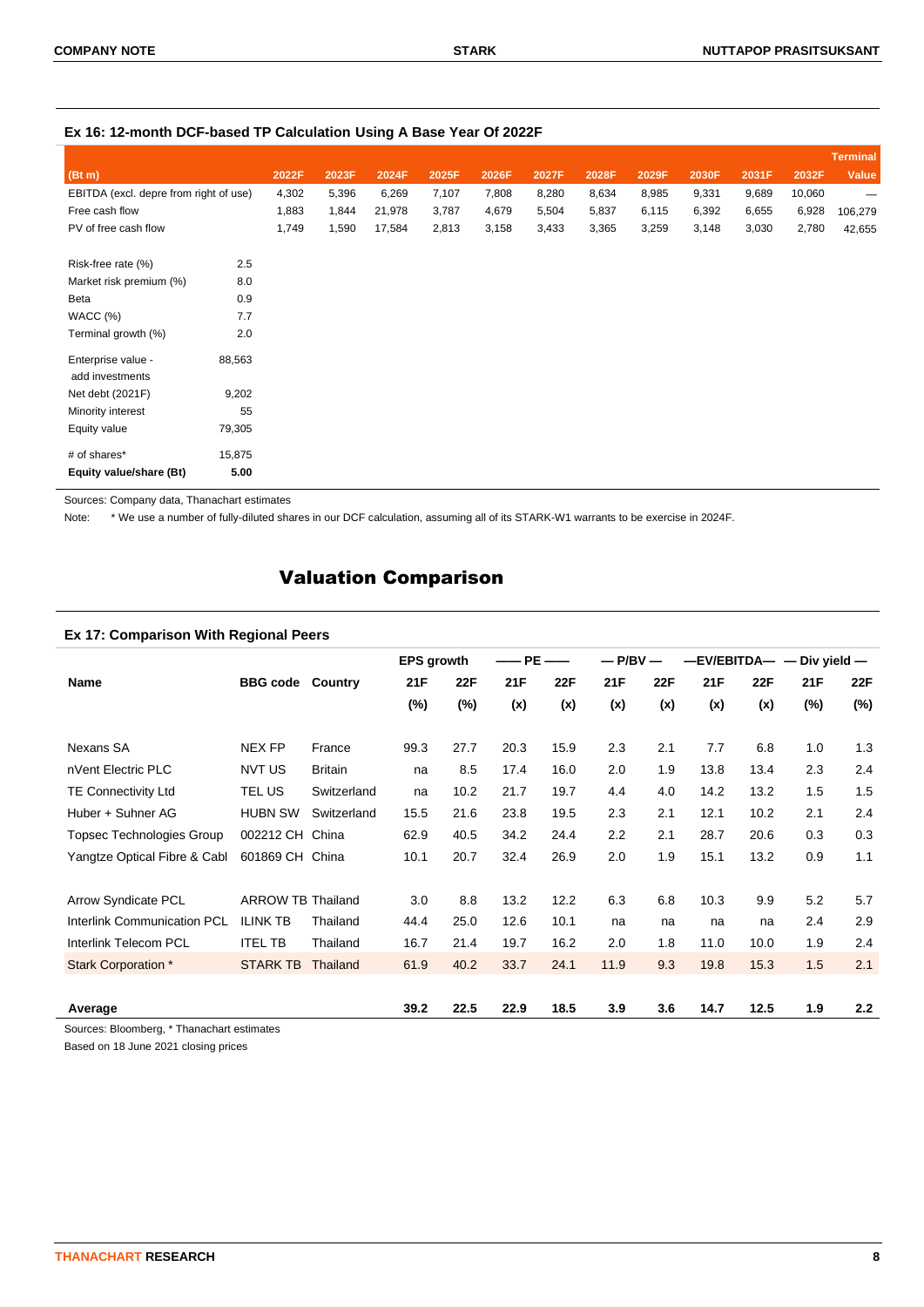### Ex 16: 12-month DCF-based TP Calculation Using A Base Year Of 2022F

| (Bt m) | | 2022F | 2023F | 2024F | 2025F | 2026F | 2027F | 2028F | 2029F | 2030F | 2031F | 2032F | Terminal Value |
|---|---|---|---|---|---|---|---|---|---|---|---|---|---|
| EBITDA (excl. depre from right of use) | | 4,302 | 5,396 | 6,269 | 7,107 | 7,808 | 8,280 | 8,634 | 8,985 | 9,331 | 9,689 | 10,060 | — |
| Free cash flow | | 1,883 | 1,844 | 21,978 | 3,787 | 4,679 | 5,504 | 5,837 | 6,115 | 6,392 | 6,655 | 6,928 | 106,279 |
| PV of free cash flow | | 1,749 | 1,590 | 17,584 | 2,813 | 3,158 | 3,433 | 3,365 | 3,259 | 3,148 | 3,030 | 2,780 | 42,655 |
| Risk-free rate (%) | 2.5 | | | | | | | | | | | | |
| Market risk premium (%) | 8.0 | | | | | | | | | | | | |
| Beta | 0.9 | | | | | | | | | | | | |
| WACC (%) | 7.7 | | | | | | | | | | | | |
| Terminal growth (%) | 2.0 | | | | | | | | | | | | |
| Enterprise value - add investments | 88,563 | | | | | | | | | | | | |
| Net debt (2021F) | 9,202 | | | | | | | | | | | | |
| Minority interest | 55 | | | | | | | | | | | | |
| Equity value | 79,305 | | | | | | | | | | | | |
| # of shares* | 15,875 | | | | | | | | | | | | |
| **Equity value/share (Bt)** | **5.00** | | | | | | | | | | | | |

Sources: Company data, Thanachart estimates

Note: * We use a number of fully-diluted shares in our DCF calculation, assuming all of its STARK-W1 warrants to be exercise in 2024F.

## Valuation Comparison

### Ex 17: Comparison With Regional Peers

| Name | BBG code | Country | EPS growth | | PE | | P/BV | | EV/EBITDA | | Div yield | |
|---|---|---|---|---|---|---|---|---|---|---|---|---|
| | | | 21F (%) | 22F (%) | 21F (x) | 22F (x) | 21F (x) | 22F (x) | 21F (x) | 22F (x) | 21F (%) | 22F (%) |
| Nexans SA | NEX FP | France | 99.3 | 27.7 | 20.3 | 15.9 | 2.3 | 2.1 | 7.7 | 6.8 | 1.0 | 1.3 |
| nVent Electric PLC | NVT US | Britain | na | 8.5 | 17.4 | 16.0 | 2.0 | 1.9 | 13.8 | 13.4 | 2.3 | 2.4 |
| TE Connectivity Ltd | TEL US | Switzerland | na | 10.2 | 21.7 | 19.7 | 4.4 | 4.0 | 14.2 | 13.2 | 1.5 | 1.5 |
| Huber + Suhner AG | HUBN SW | Switzerland | 15.5 | 21.6 | 23.8 | 19.5 | 2.3 | 2.1 | 12.1 | 10.2 | 2.1 | 2.4 |
| Topsec Technologies Group | 002212 CH | China | 62.9 | 40.5 | 34.2 | 24.4 | 2.2 | 2.1 | 28.7 | 20.6 | 0.3 | 0.3 |
| Yangtze Optical Fibre & Cabl | 601869 CH | China | 10.1 | 20.7 | 32.4 | 26.9 | 2.0 | 1.9 | 15.1 | 13.2 | 0.9 | 1.1 |
| Arrow Syndicate PCL | ARROW TB | Thailand | 3.0 | 8.8 | 13.2 | 12.2 | 6.3 | 6.8 | 10.3 | 9.9 | 5.2 | 5.7 |
| Interlink Communication PCL | ILINK TB | Thailand | 44.4 | 25.0 | 12.6 | 10.1 | na | na | na | na | 2.4 | 2.9 |
| Interlink Telecom PCL | ITEL TB | Thailand | 16.7 | 21.4 | 19.7 | 16.2 | 2.0 | 1.8 | 11.0 | 10.0 | 1.9 | 2.4 |
| Stark Corporation * | STARK TB | Thailand | 61.9 | 40.2 | 33.7 | 24.1 | 11.9 | 9.3 | 19.8 | 15.3 | 1.5 | 2.1 |
| **Average** | | | **39.2** | **22.5** | **22.9** | **18.5** | **3.9** | **3.6** | **14.7** | **12.5** | **1.9** | **2.2** |

Sources: Bloomberg, * Thanachart estimates

Based on 18 June 2021 closing prices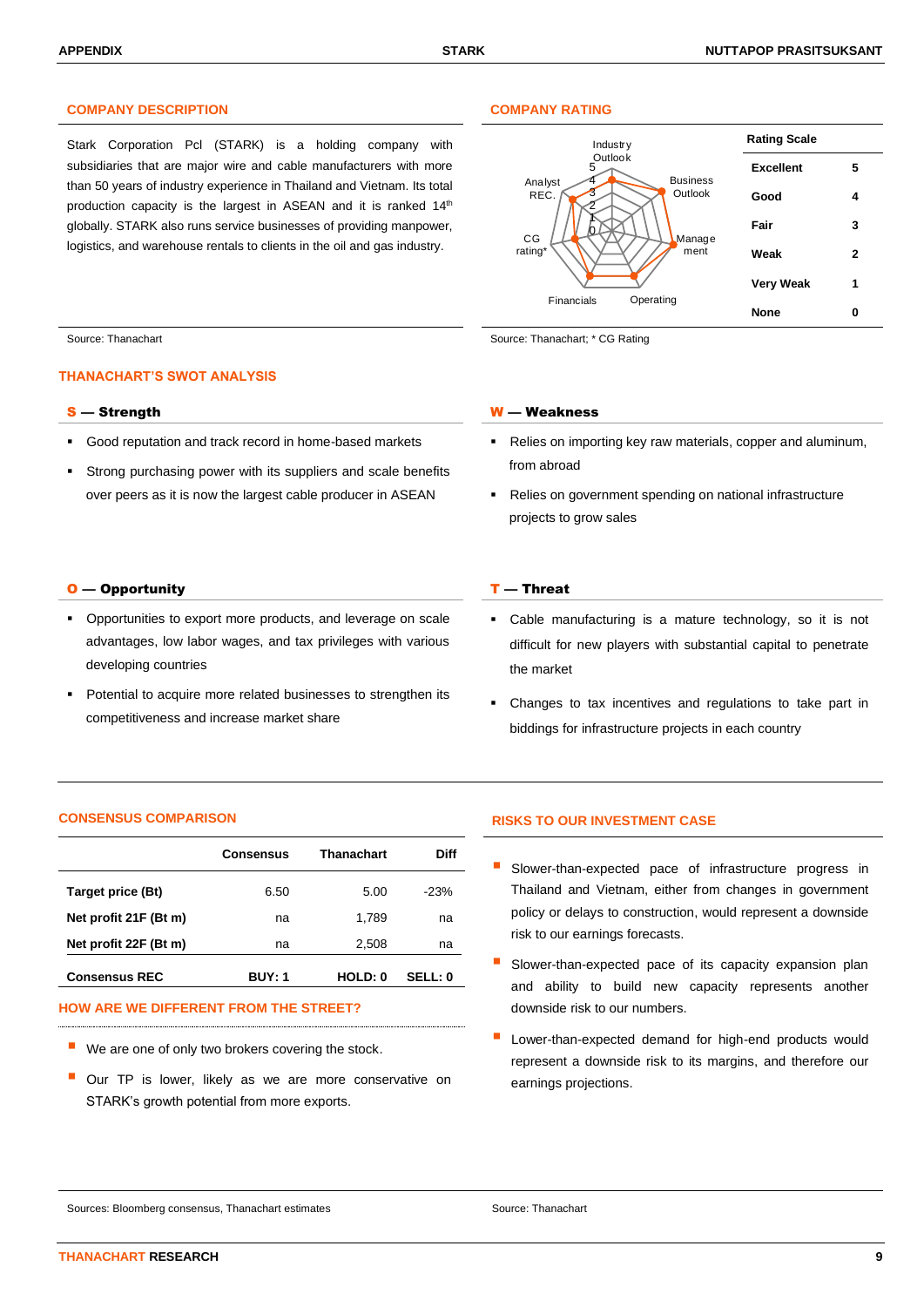## COMPANY DESCRIPTION

Stark Corporation Pcl (STARK) is a holding company with subsidiaries that are major wire and cable manufacturers with more than 50 years of industry experience in Thailand and Vietnam. Its total production capacity is the largest in ASEAN and it is ranked 14th globally. STARK also runs service businesses of providing manpower, logistics, and warehouse rentals to clients in the oil and gas industry.

Source: Thanachart

## COMPANY RATING

Industry Outlook, Business Outlook, Management, Operating, Financials, CG rating*, Analyst REC.

| Rating Scale | |
|---|---|
| Excellent | 5 |
| Good | 4 |
| Fair | 3 |
| Weak | 2 |
| Very Weak | 1 |
| None | 0 |

Source: Thanachart; * CG Rating

## THANACHART'S SWOT ANALYSIS

### S — Strength

- Good reputation and track record in home-based markets
- Strong purchasing power with its suppliers and scale benefits over peers as it is now the largest cable producer in ASEAN

### W — Weakness

- Relies on importing key raw materials, copper and aluminum, from abroad
- Relies on government spending on national infrastructure projects to grow sales

### O — Opportunity

- Opportunities to export more products, and leverage on scale advantages, low labor wages, and tax privileges with various developing countries
- Potential to acquire more related businesses to strengthen its competitiveness and increase market share

### T — Threat

- Cable manufacturing is a mature technology, so it is not difficult for new players with substantial capital to penetrate the market
- Changes to tax incentives and regulations to take part in biddings for infrastructure projects in each country

## CONSENSUS COMPARISON

| | Consensus | Thanachart | Diff |
|---|---|---|---|
| Target price (Bt) | 6.50 | 5.00 | -23% |
| Net profit 21F (Bt m) | na | 1,789 | na |
| Net profit 22F (Bt m) | na | 2,508 | na |
| Consensus REC | BUY: 1 | HOLD: 0 | SELL: 0 |

## HOW ARE WE DIFFERENT FROM THE STREET?

- We are one of only two brokers covering the stock.
- Our TP is lower, likely as we are more conservative on STARK's growth potential from more exports.

Sources: Bloomberg consensus, Thanachart estimates

## RISKS TO OUR INVESTMENT CASE

- Slower-than-expected pace of infrastructure progress in Thailand and Vietnam, either from changes in government policy or delays to construction, would represent a downside risk to our earnings forecasts.
- Slower-than-expected pace of its capacity expansion plan and ability to build new capacity represents another downside risk to our numbers.
- Lower-than-expected demand for high-end products would represent a downside risk to its margins, and therefore our earnings projections.

Source: Thanachart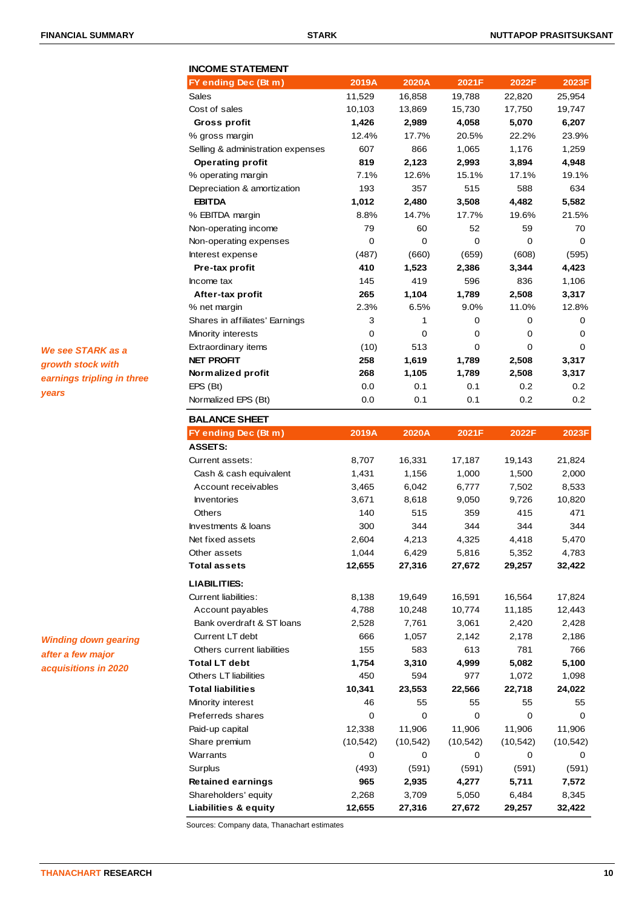*We see STARK as a growth stock with earnings tripling in three years*

### INCOME STATEMENT

| FY ending Dec (Bt m) | 2019A | 2020A | 2021F | 2022F | 2023F |
|---|---|---|---|---|---|
| Sales | 11,529 | 16,858 | 19,788 | 22,820 | 25,954 |
| Cost of sales | 10,103 | 13,869 | 15,730 | 17,750 | 19,747 |
| **Gross profit** | **1,426** | **2,989** | **4,058** | **5,070** | **6,207** |
| % gross margin | 12.4% | 17.7% | 20.5% | 22.2% | 23.9% |
| Selling & administration expenses | 607 | 866 | 1,065 | 1,176 | 1,259 |
| **Operating profit** | **819** | **2,123** | **2,993** | **3,894** | **4,948** |
| % operating margin | 7.1% | 12.6% | 15.1% | 17.1% | 19.1% |
| Depreciation & amortization | 193 | 357 | 515 | 588 | 634 |
| **EBITDA** | **1,012** | **2,480** | **3,508** | **4,482** | **5,582** |
| % EBITDA margin | 8.8% | 14.7% | 17.7% | 19.6% | 21.5% |
| Non-operating income | 79 | 60 | 52 | 59 | 70 |
| Non-operating expenses | 0 | 0 | 0 | 0 | 0 |
| Interest expense | (487) | (660) | (659) | (608) | (595) |
| **Pre-tax profit** | **410** | **1,523** | **2,386** | **3,344** | **4,423** |
| Income tax | 145 | 419 | 596 | 836 | 1,106 |
| **After-tax profit** | **265** | **1,104** | **1,789** | **2,508** | **3,317** |
| % net margin | 2.3% | 6.5% | 9.0% | 11.0% | 12.8% |
| Shares in affiliates' Earnings | 3 | 1 | 0 | 0 | 0 |
| Minority interests | 0 | 0 | 0 | 0 | 0 |
| Extraordinary items | (10) | 513 | 0 | 0 | 0 |
| **NET PROFIT** | **258** | **1,619** | **1,789** | **2,508** | **3,317** |
| **Normalized profit** | **268** | **1,105** | **1,789** | **2,508** | **3,317** |
| EPS (Bt) | 0.0 | 0.1 | 0.1 | 0.2 | 0.2 |
| Normalized EPS (Bt) | 0.0 | 0.1 | 0.1 | 0.2 | 0.2 |

*Winding down gearing after a few major acquisitions in 2020*

### BALANCE SHEET

| FY ending Dec (Bt m) | 2019A | 2020A | 2021F | 2022F | 2023F |
|---|---|---|---|---|---|
| **ASSETS:** | | | | | |
| Current assets: | 8,707 | 16,331 | 17,187 | 19,143 | 21,824 |
| Cash & cash equivalent | 1,431 | 1,156 | 1,000 | 1,500 | 2,000 |
| Account receivables | 3,465 | 6,042 | 6,777 | 7,502 | 8,533 |
| Inventories | 3,671 | 8,618 | 9,050 | 9,726 | 10,820 |
| Others | 140 | 515 | 359 | 415 | 471 |
| Investments & loans | 300 | 344 | 344 | 344 | 344 |
| Net fixed assets | 2,604 | 4,213 | 4,325 | 4,418 | 5,470 |
| Other assets | 1,044 | 6,429 | 5,816 | 5,352 | 4,783 |
| **Total assets** | **12,655** | **27,316** | **27,672** | **29,257** | **32,422** |
| **LIABILITIES:** | | | | | |
| Current liabilities: | 8,138 | 19,649 | 16,591 | 16,564 | 17,824 |
| Account payables | 4,788 | 10,248 | 10,774 | 11,185 | 12,443 |
| Bank overdraft & ST loans | 2,528 | 7,761 | 3,061 | 2,420 | 2,428 |
| Current LT debt | 666 | 1,057 | 2,142 | 2,178 | 2,186 |
| Others current liabilities | 155 | 583 | 613 | 781 | 766 |
| **Total LT debt** | **1,754** | **3,310** | **4,999** | **5,082** | **5,100** |
| Others LT liabilities | 450 | 594 | 977 | 1,072 | 1,098 |
| **Total liabilities** | **10,341** | **23,553** | **22,566** | **22,718** | **24,022** |
| Minority interest | 46 | 55 | 55 | 55 | 55 |
| Preferreds shares | 0 | 0 | 0 | 0 | 0 |
| Paid-up capital | 12,338 | 11,906 | 11,906 | 11,906 | 11,906 |
| Share premium | (10,542) | (10,542) | (10,542) | (10,542) | (10,542) |
| Warrants | 0 | 0 | 0 | 0 | 0 |
| Surplus | (493) | (591) | (591) | (591) | (591) |
| **Retained earnings** | **965** | **2,935** | **4,277** | **5,711** | **7,572** |
| Shareholders' equity | 2,268 | 3,709 | 5,050 | 6,484 | 8,345 |
| **Liabilities & equity** | **12,655** | **27,316** | **27,672** | **29,257** | **32,422** |

Sources: Company data, Thanachart estimates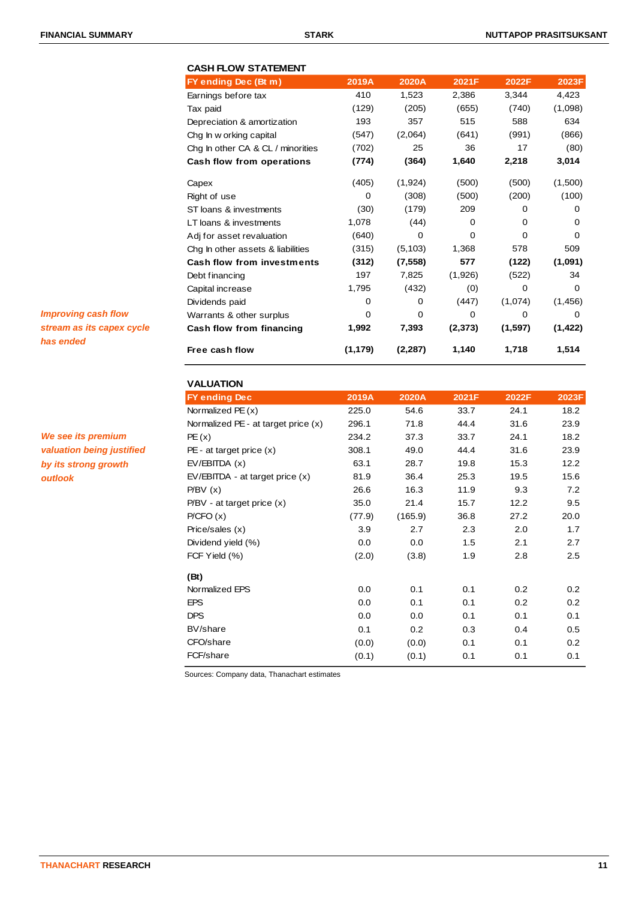### CASH FLOW STATEMENT

| FY ending Dec (Bt m) | 2019A | 2020A | 2021F | 2022F | 2023F |
|---|---|---|---|---|---|
| Earnings before tax | 410 | 1,523 | 2,386 | 3,344 | 4,423 |
| Tax paid | (129) | (205) | (655) | (740) | (1,098) |
| Depreciation & amortization | 193 | 357 | 515 | 588 | 634 |
| Chg In working capital | (547) | (2,064) | (641) | (991) | (866) |
| Chg In other CA & CL / minorities | (702) | 25 | 36 | 17 | (80) |
| **Cash flow from operations** | **(774)** | **(364)** | **1,640** | **2,218** | **3,014** |
| Capex | (405) | (1,924) | (500) | (500) | (1,500) |
| Right of use | 0 | (308) | (500) | (200) | (100) |
| ST loans & investments | (30) | (179) | 209 | 0 | 0 |
| LT loans & investments | 1,078 | (44) | 0 | 0 | 0 |
| Adj for asset revaluation | (640) | 0 | 0 | 0 | 0 |
| Chg In other assets & liabilities | (315) | (5,103) | 1,368 | 578 | 509 |
| **Cash flow from investments** | **(312)** | **(7,558)** | **577** | **(122)** | **(1,091)** |
| Debt financing | 197 | 7,825 | (1,926) | (522) | 34 |
| Capital increase | 1,795 | (432) | (0) | 0 | 0 |
| Dividends paid | 0 | 0 | (447) | (1,074) | (1,456) |
| Warrants & other surplus | 0 | 0 | 0 | 0 | 0 |
| **Cash flow from financing** | **1,992** | **7,393** | **(2,373)** | **(1,597)** | **(1,422)** |
| **Free cash flow** | **(1,179)** | **(2,287)** | **1,140** | **1,718** | **1,514** |

*Improving cash flow stream as its capex cycle has ended*

### VALUATION

| FY ending Dec | 2019A | 2020A | 2021F | 2022F | 2023F |
|---|---|---|---|---|---|
| Normalized PE (x) | 225.0 | 54.6 | 33.7 | 24.1 | 18.2 |
| Normalized PE - at target price (x) | 296.1 | 71.8 | 44.4 | 31.6 | 23.9 |
| PE (x) | 234.2 | 37.3 | 33.7 | 24.1 | 18.2 |
| PE - at target price (x) | 308.1 | 49.0 | 44.4 | 31.6 | 23.9 |
| EV/EBITDA (x) | 63.1 | 28.7 | 19.8 | 15.3 | 12.2 |
| EV/EBITDA - at target price (x) | 81.9 | 36.4 | 25.3 | 19.5 | 15.6 |
| P/BV (x) | 26.6 | 16.3 | 11.9 | 9.3 | 7.2 |
| P/BV - at target price (x) | 35.0 | 21.4 | 15.7 | 12.2 | 9.5 |
| P/CFO (x) | (77.9) | (165.9) | 36.8 | 27.2 | 20.0 |
| Price/sales (x) | 3.9 | 2.7 | 2.3 | 2.0 | 1.7 |
| Dividend yield (%) | 0.0 | 0.0 | 1.5 | 2.1 | 2.7 |
| FCF Yield (%) | (2.0) | (3.8) | 1.9 | 2.8 | 2.5 |
| **(Bt)** | | | | | |
| Normalized EPS | 0.0 | 0.1 | 0.1 | 0.2 | 0.2 |
| EPS | 0.0 | 0.1 | 0.1 | 0.2 | 0.2 |
| DPS | 0.0 | 0.0 | 0.1 | 0.1 | 0.1 |
| BV/share | 0.1 | 0.2 | 0.3 | 0.4 | 0.5 |
| CFO/share | (0.0) | (0.0) | 0.1 | 0.1 | 0.2 |
| FCF/share | (0.1) | (0.1) | 0.1 | 0.1 | 0.1 |

*We see its premium valuation being justified by its strong growth outlook*

Sources: Company data, Thanachart estimates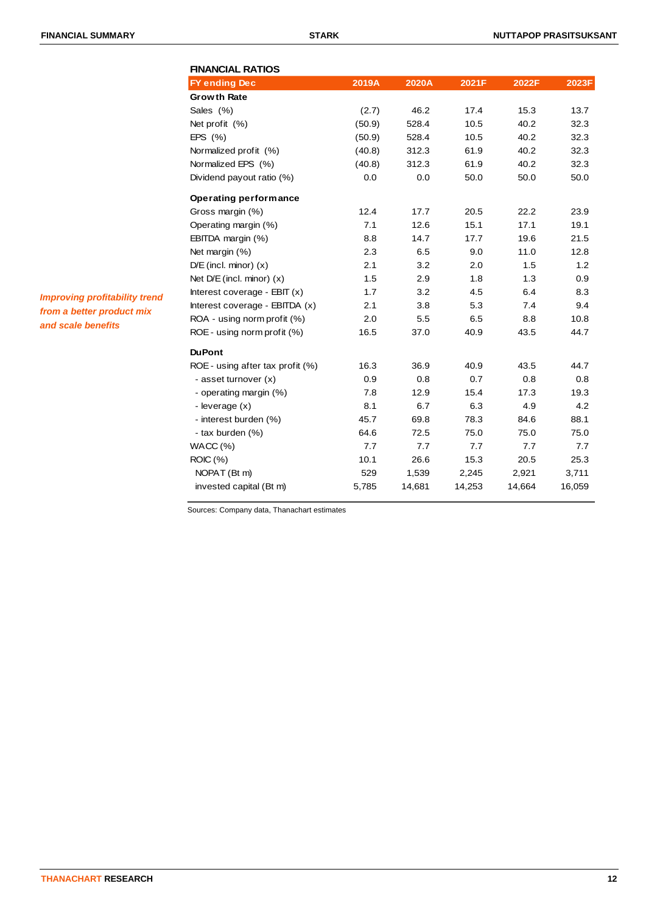*Improving profitability trend from a better product mix and scale benefits*

**FINANCIAL RATIOS**

| FY ending Dec | 2019A | 2020A | 2021F | 2022F | 2023F |
|---|---|---|---|---|---|
| **Growth Rate** | | | | | |
| Sales (%) | (2.7) | 46.2 | 17.4 | 15.3 | 13.7 |
| Net profit (%) | (50.9) | 528.4 | 10.5 | 40.2 | 32.3 |
| EPS (%) | (50.9) | 528.4 | 10.5 | 40.2 | 32.3 |
| Normalized profit (%) | (40.8) | 312.3 | 61.9 | 40.2 | 32.3 |
| Normalized EPS (%) | (40.8) | 312.3 | 61.9 | 40.2 | 32.3 |
| Dividend payout ratio (%) | 0.0 | 0.0 | 50.0 | 50.0 | 50.0 |
| **Operating performance** | | | | | |
| Gross margin (%) | 12.4 | 17.7 | 20.5 | 22.2 | 23.9 |
| Operating margin (%) | 7.1 | 12.6 | 15.1 | 17.1 | 19.1 |
| EBITDA margin (%) | 8.8 | 14.7 | 17.7 | 19.6 | 21.5 |
| Net margin (%) | 2.3 | 6.5 | 9.0 | 11.0 | 12.8 |
| D/E (incl. minor) (x) | 2.1 | 3.2 | 2.0 | 1.5 | 1.2 |
| Net D/E (incl. minor) (x) | 1.5 | 2.9 | 1.8 | 1.3 | 0.9 |
| Interest coverage - EBIT (x) | 1.7 | 3.2 | 4.5 | 6.4 | 8.3 |
| Interest coverage - EBITDA (x) | 2.1 | 3.8 | 5.3 | 7.4 | 9.4 |
| ROA - using norm profit (%) | 2.0 | 5.5 | 6.5 | 8.8 | 10.8 |
| ROE - using norm profit (%) | 16.5 | 37.0 | 40.9 | 43.5 | 44.7 |
| **DuPont** | | | | | |
| ROE - using after tax profit (%) | 16.3 | 36.9 | 40.9 | 43.5 | 44.7 |
| - asset turnover (x) | 0.9 | 0.8 | 0.7 | 0.8 | 0.8 |
| - operating margin (%) | 7.8 | 12.9 | 15.4 | 17.3 | 19.3 |
| - leverage (x) | 8.1 | 6.7 | 6.3 | 4.9 | 4.2 |
| - interest burden (%) | 45.7 | 69.8 | 78.3 | 84.6 | 88.1 |
| - tax burden (%) | 64.6 | 72.5 | 75.0 | 75.0 | 75.0 |
| WACC (%) | 7.7 | 7.7 | 7.7 | 7.7 | 7.7 |
| ROIC (%) | 10.1 | 26.6 | 15.3 | 20.5 | 25.3 |
| NOPAT (Bt m) | 529 | 1,539 | 2,245 | 2,921 | 3,711 |
| invested capital (Bt m) | 5,785 | 14,681 | 14,253 | 14,664 | 16,059 |

Sources: Company data, Thanachart estimates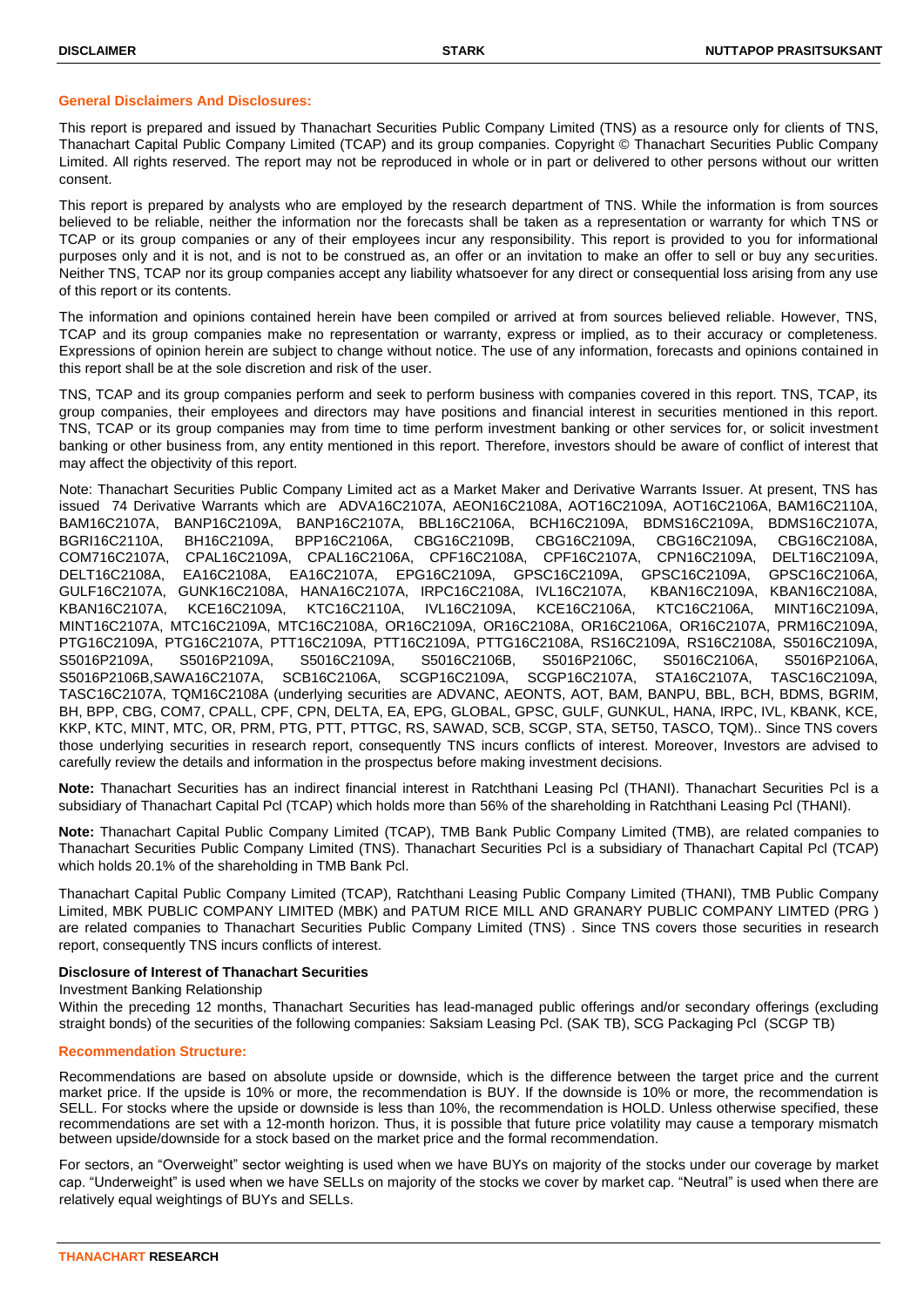## General Disclaimers And Disclosures:

This report is prepared and issued by Thanachart Securities Public Company Limited (TNS) as a resource only for clients of TNS, Thanachart Capital Public Company Limited (TCAP) and its group companies. Copyright © Thanachart Securities Public Company Limited. All rights reserved. The report may not be reproduced in whole or in part or delivered to other persons without our written consent.

This report is prepared by analysts who are employed by the research department of TNS. While the information is from sources believed to be reliable, neither the information nor the forecasts shall be taken as a representation or warranty for which TNS or TCAP or its group companies or any of their employees incur any responsibility. This report is provided to you for informational purposes only and it is not, and is not to be construed as, an offer or an invitation to make an offer to sell or buy any securities. Neither TNS, TCAP nor its group companies accept any liability whatsoever for any direct or consequential loss arising from any use of this report or its contents.

The information and opinions contained herein have been compiled or arrived at from sources believed reliable. However, TNS, TCAP and its group companies make no representation or warranty, express or implied, as to their accuracy or completeness. Expressions of opinion herein are subject to change without notice. The use of any information, forecasts and opinions contained in this report shall be at the sole discretion and risk of the user.

TNS, TCAP and its group companies perform and seek to perform business with companies covered in this report. TNS, TCAP, its group companies, their employees and directors may have positions and financial interest in securities mentioned in this report. TNS, TCAP or its group companies may from time to time perform investment banking or other services for, or solicit investment banking or other business from, any entity mentioned in this report. Therefore, investors should be aware of conflict of interest that may affect the objectivity of this report.

Note: Thanachart Securities Public Company Limited act as a Market Maker and Derivative Warrants Issuer. At present, TNS has issued 74 Derivative Warrants which are ADVA16C2107A, AEON16C2108A, AOT16C2109A, AOT16C2106A, BAM16C2110A, BAM16C2107A, BANP16C2109A, BANP16C2107A, BBL16C2106A, BCH16C2109A, BDMS16C2109A, BDMS16C2107A, BGRI16C2110A, BH16C2109A, BPP16C2106A, CBG16C2109B, CBG16C2109A, CBG16C2109A, CBG16C2108A, COM716C2107A, CPAL16C2109A, CPAL16C2106A, CPF16C2108A, CPF16C2107A, CPN16C2109A, DELT16C2109A, DELT16C2108A, EA16C2108A, EA16C2107A, EPG16C2109A, GPSC16C2109A, GPSC16C2109A, GPSC16C2106A, GULF16C2107A, GUNK16C2108A, HANA16C2107A, IRPC16C2108A, IVL16C2107A, KBAN16C2109A, KBAN16C2108A, KBAN16C2107A, KCE16C2109A, KTC16C2110A, IVL16C2109A, KCE16C2106A, KTC16C2106A, MINT16C2109A, MINT16C2107A, MTC16C2109A, MTC16C2108A, OR16C2109A, OR16C2108A, OR16C2106A, OR16C2107A, PRM16C2109A, PTG16C2109A, PTG16C2107A, PTT16C2109A, PTT16C2109A, PTTG16C2108A, RS16C2109A, RS16C2108A, S5016C2109A, S5016P2109A, S5016P2109A, S5016C2109A, S5016C2106B, S5016P2106C, S5016C2106A, S5016P2106A, S5016P2106B,SAWA16C2107A, SCB16C2106A, SCGP16C2109A, SCGP16C2107A, STA16C2107A, TASC16C2109A, TASC16C2107A, TQM16C2108A (underlying securities are ADVANC, AEONTS, AOT, BAM, BANPU, BBL, BCH, BDMS, BGRIM, BH, BPP, CBG, COM7, CPALL, CPF, CPN, DELTA, EA, EPG, GLOBAL, GPSC, GULF, GUNKUL, HANA, IRPC, IVL, KBANK, KCE, KKP, KTC, MINT, MTC, OR, PRM, PTG, PTT, PTTGC, RS, SAWAD, SCB, SCGP, STA, SET50, TASCO, TQM).. Since TNS covers those underlying securities in research report, consequently TNS incurs conflicts of interest. Moreover, Investors are advised to carefully review the details and information in the prospectus before making investment decisions.

**Note:** Thanachart Securities has an indirect financial interest in Ratchthani Leasing Pcl (THANI). Thanachart Securities Pcl is a subsidiary of Thanachart Capital Pcl (TCAP) which holds more than 56% of the shareholding in Ratchthani Leasing Pcl (THANI).

**Note:** Thanachart Capital Public Company Limited (TCAP), TMB Bank Public Company Limited (TMB), are related companies to Thanachart Securities Public Company Limited (TNS). Thanachart Securities Pcl is a subsidiary of Thanachart Capital Pcl (TCAP) which holds 20.1% of the shareholding in TMB Bank Pcl.

Thanachart Capital Public Company Limited (TCAP), Ratchthani Leasing Public Company Limited (THANI), TMB Public Company Limited, MBK PUBLIC COMPANY LIMITED (MBK) and PATUM RICE MILL AND GRANARY PUBLIC COMPANY LIMTED (PRG ) are related companies to Thanachart Securities Public Company Limited (TNS) . Since TNS covers those securities in research report, consequently TNS incurs conflicts of interest.

**Disclosure of Interest of Thanachart Securities**

Investment Banking Relationship

Within the preceding 12 months, Thanachart Securities has lead-managed public offerings and/or secondary offerings (excluding straight bonds) of the securities of the following companies: Saksiam Leasing Pcl. (SAK TB), SCG Packaging Pcl (SCGP TB)

## Recommendation Structure:

Recommendations are based on absolute upside or downside, which is the difference between the target price and the current market price. If the upside is 10% or more, the recommendation is BUY. If the downside is 10% or more, the recommendation is SELL. For stocks where the upside or downside is less than 10%, the recommendation is HOLD. Unless otherwise specified, these recommendations are set with a 12-month horizon. Thus, it is possible that future price volatility may cause a temporary mismatch between upside/downside for a stock based on the market price and the formal recommendation.

For sectors, an "Overweight" sector weighting is used when we have BUYs on majority of the stocks under our coverage by market cap. "Underweight" is used when we have SELLs on majority of the stocks we cover by market cap. "Neutral" is used when there are relatively equal weightings of BUYs and SELLs.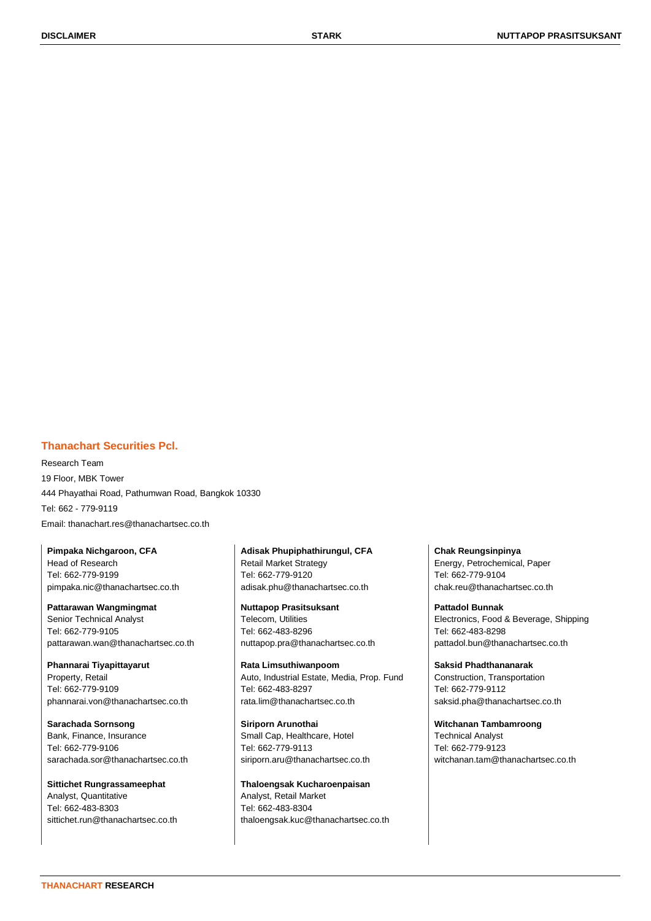## Thanachart Securities Pcl.

Research Team
19 Floor, MBK Tower
444 Phayathai Road, Pathumwan Road, Bangkok 10330
Tel: 662 - 779-9119
Email: thanachart.res@thanachartsec.co.th

**Pimpaka Nichgaroon, CFA**
Head of Research
Tel: 662-779-9199
pimpaka.nic@thanachartsec.co.th

**Pattarawan Wangmingmat**
Senior Technical Analyst
Tel: 662-779-9105
pattarawan.wan@thanachartsec.co.th

**Phannarai Tiyapittayarut**
Property, Retail
Tel: 662-779-9109
phannarai.von@thanachartsec.co.th

**Sarachada Sornsong**
Bank, Finance, Insurance
Tel: 662-779-9106
sarachada.sor@thanachartsec.co.th

**Sittichet Rungrassameephat**
Analyst, Quantitative
Tel: 662-483-8303
sittichet.run@thanachartsec.co.th

**Adisak Phupiphathirungul, CFA**
Retail Market Strategy
Tel: 662-779-9120
adisak.phu@thanachartsec.co.th

**Nuttapop Prasitsuksant**
Telecom, Utilities
Tel: 662-483-8296
nuttapop.pra@thanachartsec.co.th

**Rata Limsuthiwanpoom**
Auto, Industrial Estate, Media, Prop. Fund
Tel: 662-483-8297
rata.lim@thanachartsec.co.th

**Siriporn Arunothai**
Small Cap, Healthcare, Hotel
Tel: 662-779-9113
siriporn.aru@thanachartsec.co.th

**Thaloengsak Kucharoenpaisan**
Analyst, Retail Market
Tel: 662-483-8304
thaloengsak.kuc@thanachartsec.co.th

**Chak Reungsinpinya**
Energy, Petrochemical, Paper
Tel: 662-779-9104
chak.reu@thanachartsec.co.th

**Pattadol Bunnak**
Electronics, Food & Beverage, Shipping
Tel: 662-483-8298
pattadol.bun@thanachartsec.co.th

**Saksid Phadthananarak**
Construction, Transportation
Tel: 662-779-9112
saksid.pha@thanachartsec.co.th

**Witchanan Tambamroong**
Technical Analyst
Tel: 662-779-9123
witchanan.tam@thanachartsec.co.th